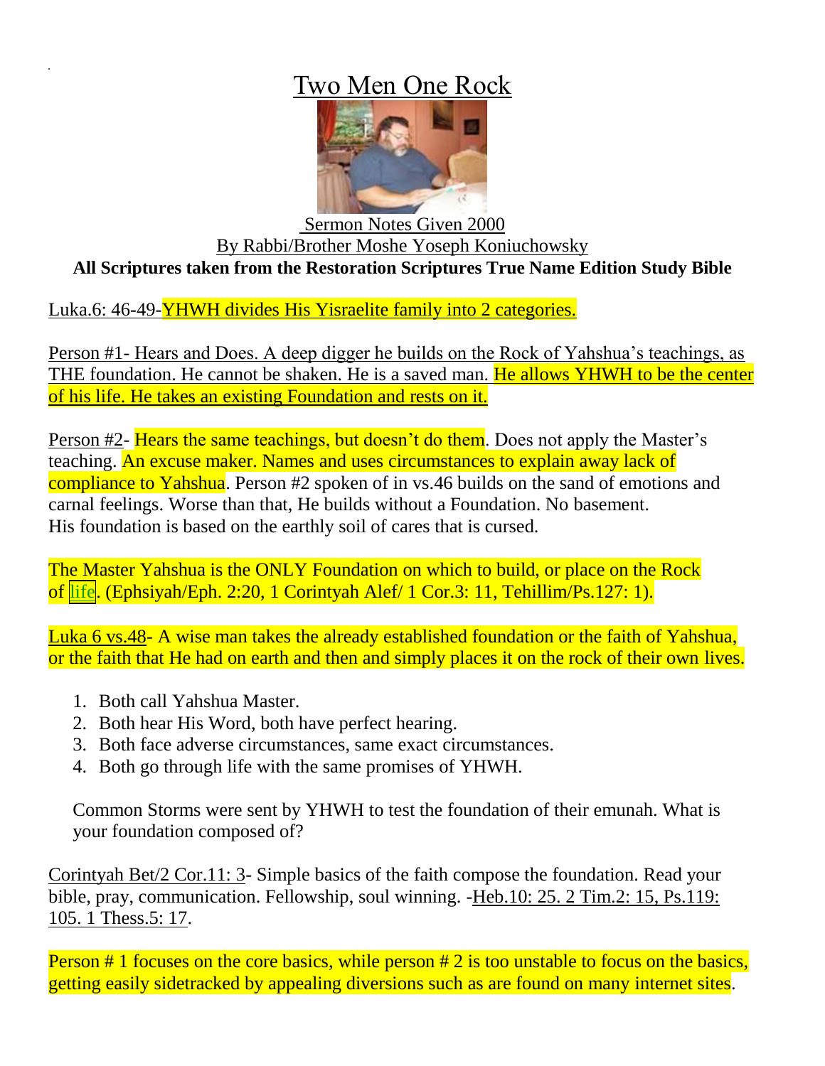# Two Men One Rock

Sermon Notes Given 2000
By Rabbi/Brother Moshe Yoseph Koniuchowsky
**All Scriptures taken from the Restoration Scriptures True Name Edition Study Bible**

Luka.6: 46-49-YHWH divides His Yisraelite family into 2 categories.

Person #1- Hears and Does. A deep digger he builds on the Rock of Yahshua's teachings, as THE foundation. He cannot be shaken. He is a saved man. He allows YHWH to be the center of his life. He takes an existing Foundation and rests on it.

Person #2- Hears the same teachings, but doesn't do them. Does not apply the Master's teaching. An excuse maker. Names and uses circumstances to explain away lack of compliance to Yahshua. Person #2 spoken of in vs.46 builds on the sand of emotions and carnal feelings. Worse than that, He builds without a Foundation. No basement. His foundation is based on the earthly soil of cares that is cursed.

The Master Yahshua is the ONLY Foundation on which to build, or place on the Rock of life. (Ephsiyah/Eph. 2:20, 1 Corintyah Alef/ 1 Cor.3: 11, Tehillim/Ps.127: 1).

Luka 6 vs.48- A wise man takes the already established foundation or the faith of Yahshua, or the faith that He had on earth and then and simply places it on the rock of their own lives.

1. Both call Yahshua Master.
2. Both hear His Word, both have perfect hearing.
3. Both face adverse circumstances, same exact circumstances.
4. Both go through life with the same promises of YHWH.

Common Storms were sent by YHWH to test the foundation of their emunah. What is your foundation composed of?

Corintyah Bet/2 Cor.11: 3- Simple basics of the faith compose the foundation. Read your bible, pray, communication. Fellowship, soul winning. -Heb.10: 25. 2 Tim.2: 15, Ps.119: 105. 1 Thess.5: 17.

Person # 1 focuses on the core basics, while person # 2 is too unstable to focus on the basics, getting easily sidetracked by appealing diversions such as are found on many internet sites.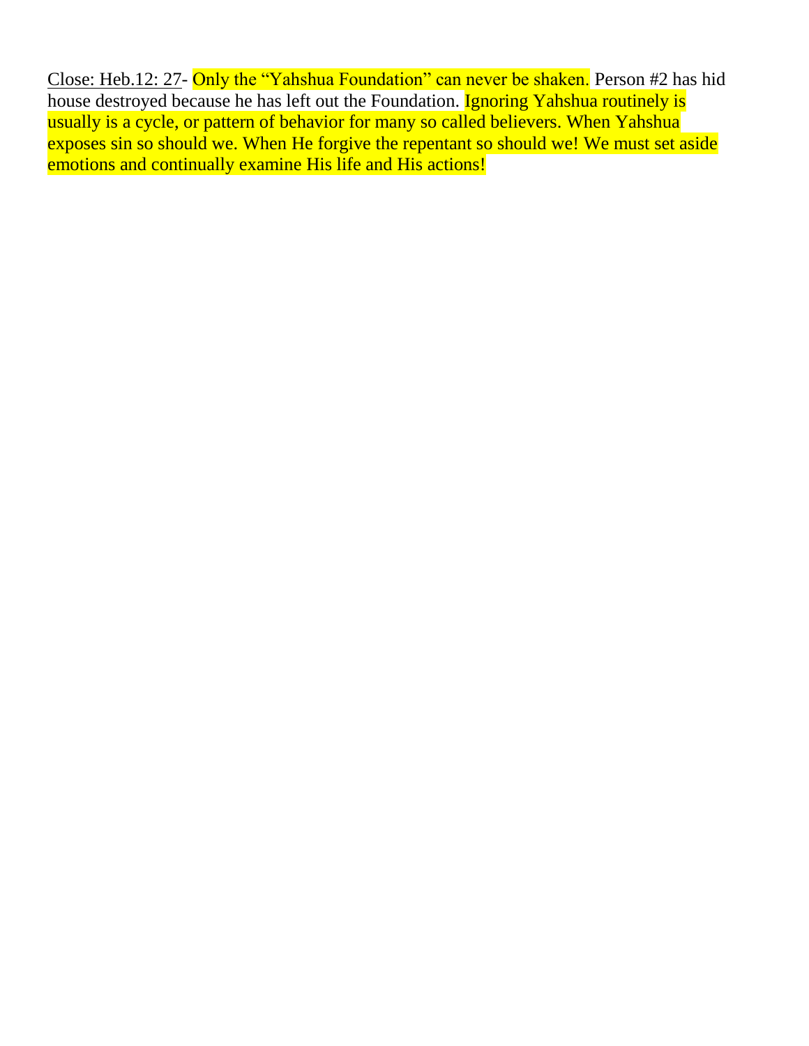Close: Heb.12: 27- Only the "Yahshua Foundation" can never be shaken. Person #2 has hid house destroyed because he has left out the Foundation. Ignoring Yahshua routinely is usually is a cycle, or pattern of behavior for many so called believers. When Yahshua exposes sin so should we. When He forgive the repentant so should we! We must set aside emotions and continually examine His life and His actions!